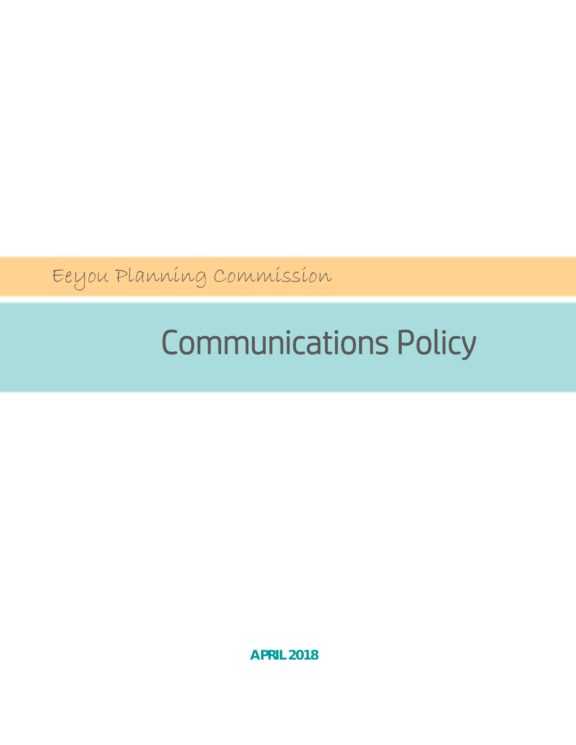Eeyou Planning Commission

# Communications Policy

**APRIL 2018**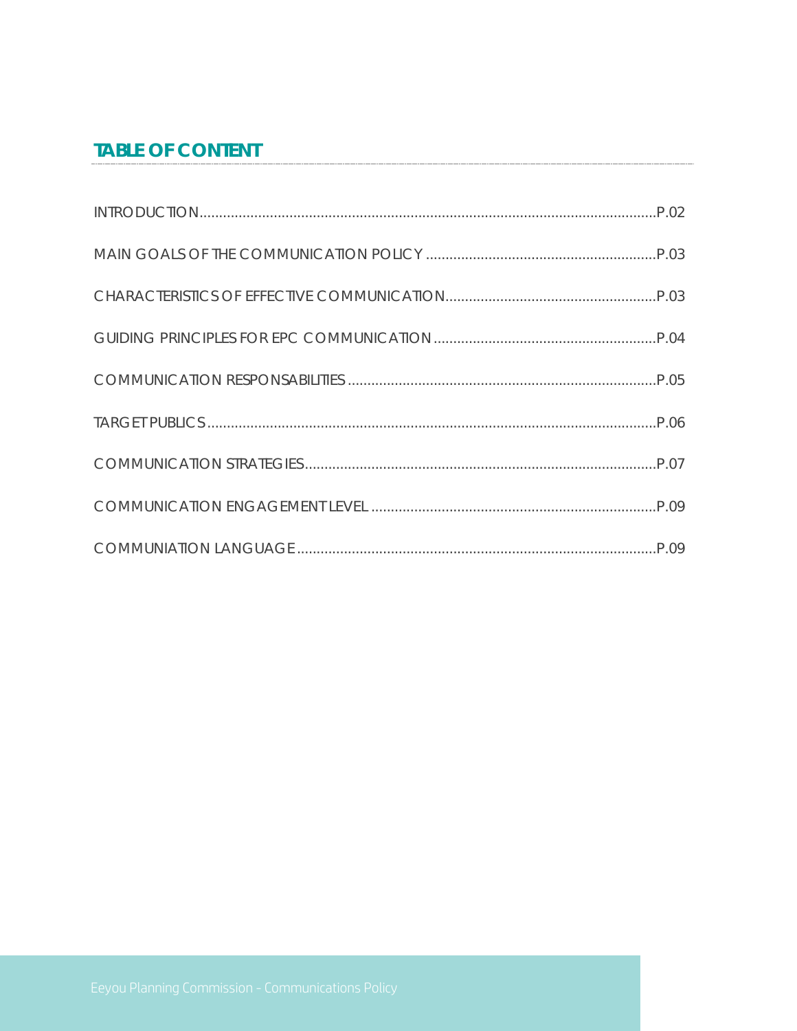## TABLE OF CONTENT

INTRODUCTION....................................................................................................................P.02

MAIN GOALS OF THE COMMUNICATION POLICY ..........................................................P.03

CHARACTERISTICS OF EFFECTIVE COMMUNICATION.....................................................P.03

GUIDING PRINCIPLES FOR EPC COMMUNICATION ........................................................P.04

COMMUNICATION RESPONSABILITIES ..............................................................................P.05

TARGET PUBLICS ..................................................................................................................P.06

COMMUNICATION STRATEGIES.........................................................................................P.07

COMMUNICATION ENGAGEMENT LEVEL ........................................................................P.09

COMMUNIATION LANGUAGE ...........................................................................................P.09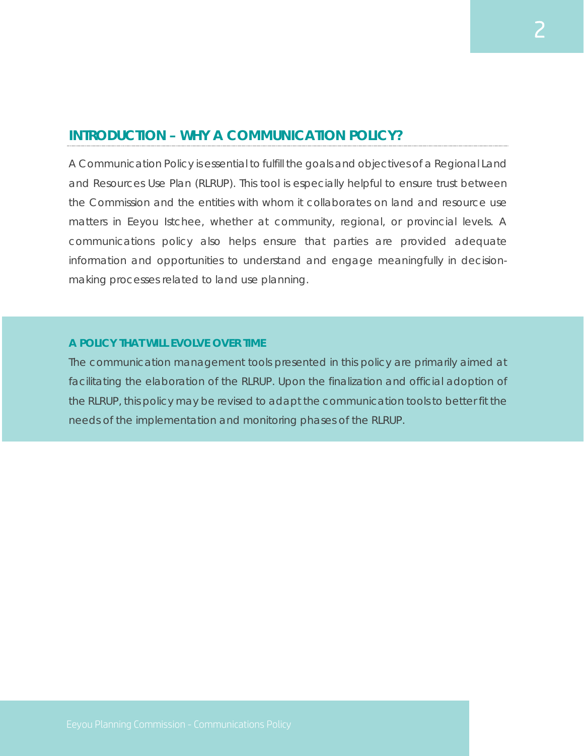## INTRODUCTION – WHY A COMMUNICATION POLICY?

A Communication Policy is essential to fulfill the goals and objectives of a Regional Land and Resources Use Plan (RLRUP). This tool is especially helpful to ensure trust between the Commission and the entities with whom it collaborates on land and resource use matters in Eeyou Istchee, whether at community, regional, or provincial levels. A communications policy also helps ensure that parties are provided adequate information and opportunities to understand and engage meaningfully in decision-making processes related to land use planning.

### A POLICY THAT WILL EVOLVE OVER TIME

The communication management tools presented in this policy are primarily aimed at facilitating the elaboration of the RLRUP. Upon the finalization and official adoption of the RLRUP, this policy may be revised to adapt the communication tools to better fit the needs of the implementation and monitoring phases of the RLRUP.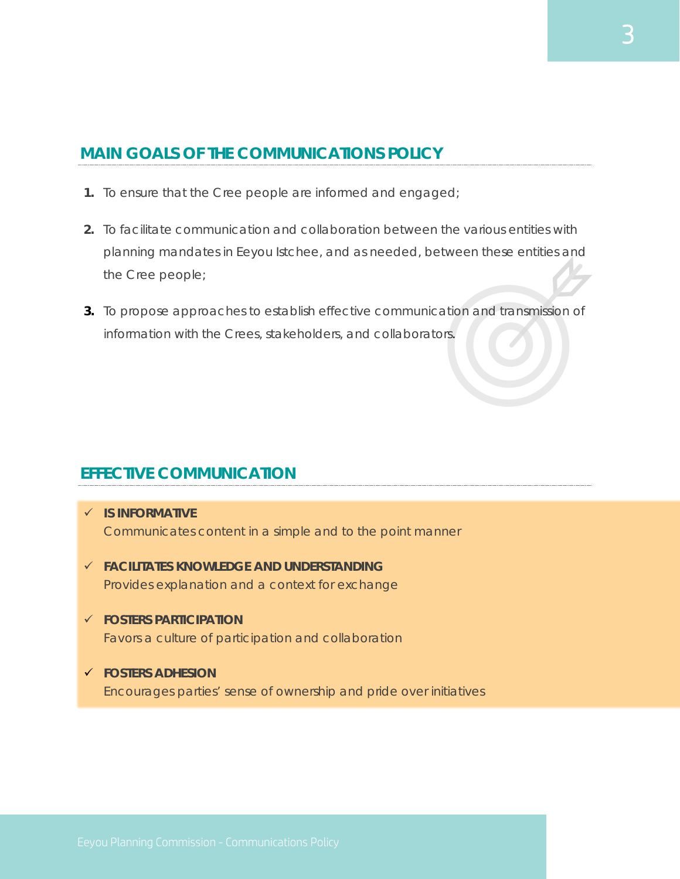## MAIN GOALS OF THE COMMUNICATIONS POLICY

1. To ensure that the Cree people are informed and engaged;
2. To facilitate communication and collaboration between the various entities with planning mandates in Eeyou Istchee, and as needed, between these entities and the Cree people;
3. To propose approaches to establish effective communication and transmission of information with the Crees, stakeholders, and collaborators.

## EFFECTIVE COMMUNICATION

- ✓ **IS INFORMATIVE**
  Communicates content in a simple and to the point manner
- ✓ **FACILITATES KNOWLEDGE AND UNDERSTANDING**
  Provides explanation and a context for exchange
- ✓ **FOSTERS PARTICIPATION**
  Favors a culture of participation and collaboration
- ✓ **FOSTERS ADHESION**
  Encourages parties' sense of ownership and pride over initiatives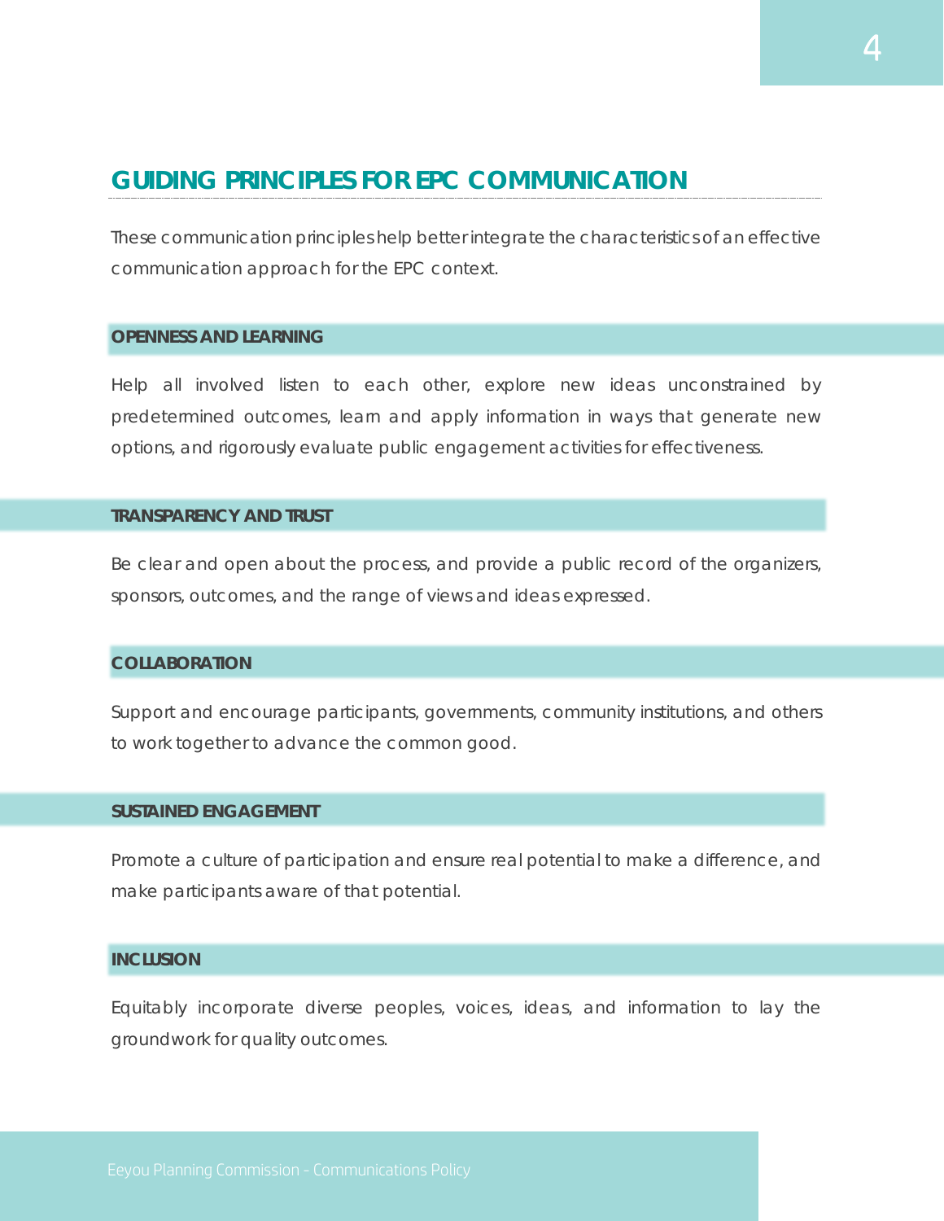## GUIDING PRINCIPLES FOR EPC COMMUNICATION

These communication principles help better integrate the characteristics of an effective communication approach for the EPC context.

### OPENNESS AND LEARNING

Help all involved listen to each other, explore new ideas unconstrained by predetermined outcomes, learn and apply information in ways that generate new options, and rigorously evaluate public engagement activities for effectiveness.

### TRANSPARENCY AND TRUST

Be clear and open about the process, and provide a public record of the organizers, sponsors, outcomes, and the range of views and ideas expressed.

### COLLABORATION

Support and encourage participants, governments, community institutions, and others to work together to advance the common good.

### SUSTAINED ENGAGEMENT

Promote a culture of participation and ensure real potential to make a difference, and make participants aware of that potential.

### INCLUSION

Equitably incorporate diverse peoples, voices, ideas, and information to lay the groundwork for quality outcomes.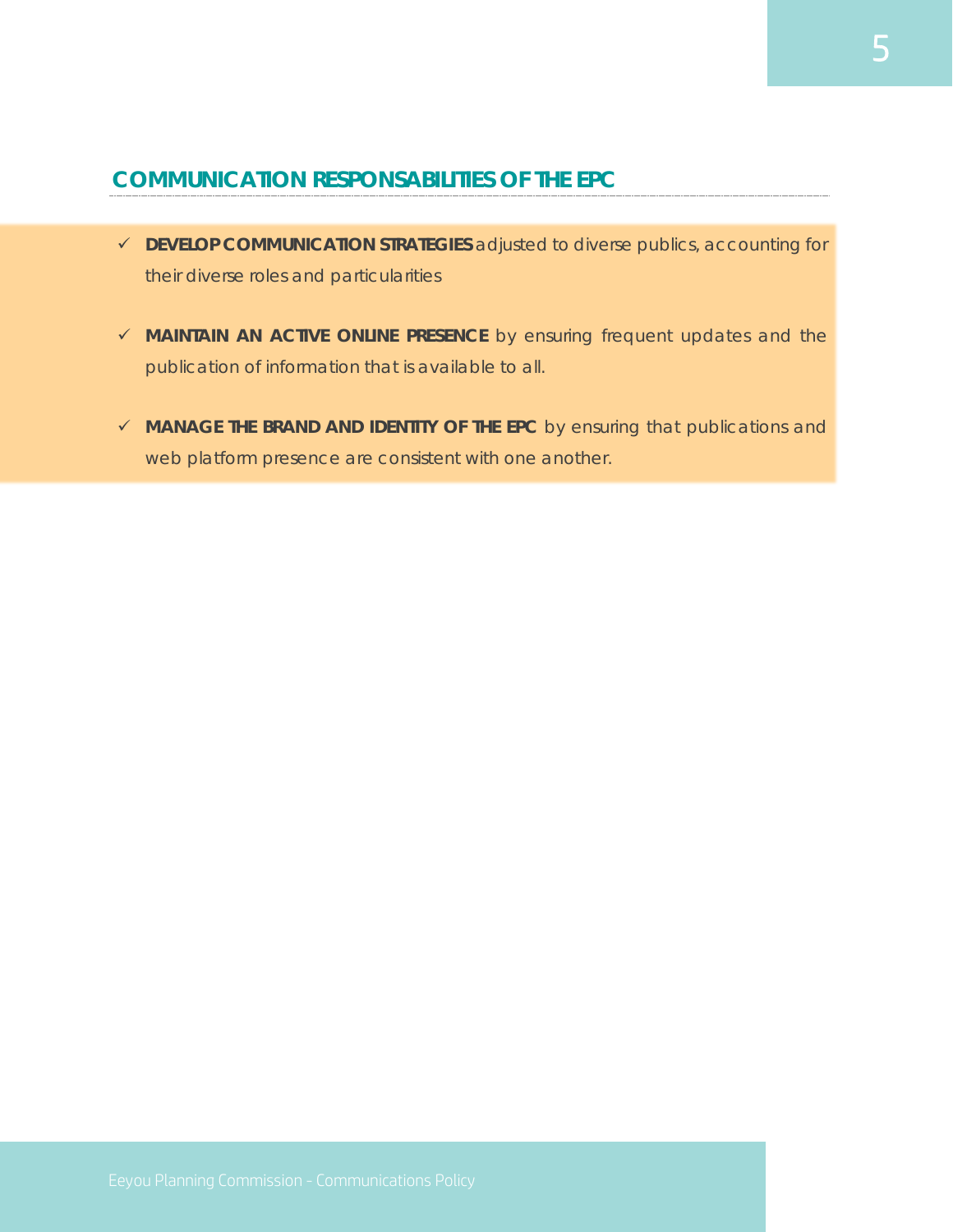## COMMUNICATION RESPONSABILITIES OF THE EPC

- ✓ **DEVELOP COMMUNICATION STRATEGIES** adjusted to diverse publics, accounting for their diverse roles and particularities
- ✓ **MAINTAIN AN ACTIVE ONLINE PRESENCE** by ensuring frequent updates and the publication of information that is available to all.
- ✓ **MANAGE THE BRAND AND IDENTITY OF THE EPC** by ensuring that publications and web platform presence are consistent with one another.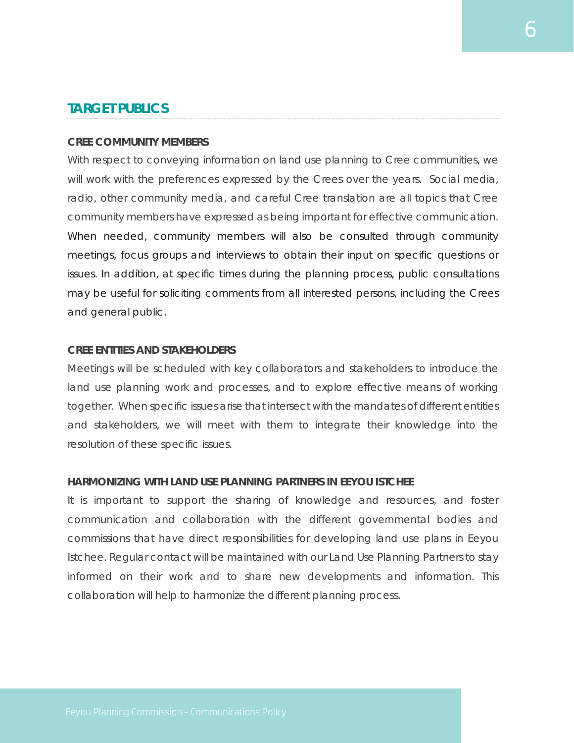## TARGET PUBLICS

### CREE COMMUNITY MEMBERS

With respect to conveying information on land use planning to Cree communities, we will work with the preferences expressed by the Crees over the years. Social media, radio, other community media, and careful Cree translation are all topics that Cree community members have expressed as being important for effective communication. When needed, community members will also be consulted through community meetings, focus groups and interviews to obtain their input on specific questions or issues. In addition, at specific times during the planning process, public consultations may be useful for soliciting comments from all interested persons, including the Crees and general public.

### CREE ENTITIES AND STAKEHOLDERS

Meetings will be scheduled with key collaborators and stakeholders to introduce the land use planning work and processes, and to explore effective means of working together. When specific issues arise that intersect with the mandates of different entities and stakeholders, we will meet with them to integrate their knowledge into the resolution of these specific issues.

### HARMONIZING WITH LAND USE PLANNING PARTNERS IN EEYOU ISTCHEE

It is important to support the sharing of knowledge and resources, and foster communication and collaboration with the different governmental bodies and commissions that have direct responsibilities for developing land use plans in Eeyou Istchee. Regular contact will be maintained with our Land Use Planning Partners to stay informed on their work and to share new developments and information. This collaboration will help to harmonize the different planning process.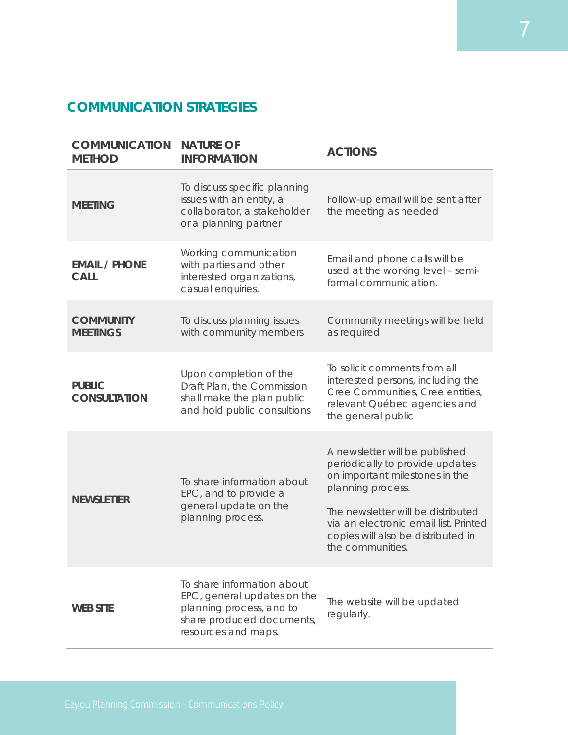## COMMUNICATION STRATEGIES

| COMMUNICATION METHOD | NATURE OF INFORMATION | ACTIONS |
|---|---|---|
| **MEETING** | To discuss specific planning issues with an entity, a collaborator, a stakeholder or a planning partner | Follow-up email will be sent after the meeting as needed |
| **EMAIL / PHONE CALL** | Working communication with parties and other interested organizations, casual enquiries. | Email and phone calls will be used at the working level – semi-formal communication. |
| **COMMUNITY MEETINGS** | To discuss planning issues with community members | Community meetings will be held as required |
| **PUBLIC CONSULTATION** | Upon completion of the Draft Plan, the Commission shall make the plan public and hold public consultions | To solicit comments from all interested persons, including the Cree Communities, Cree entities, relevant Québec agencies and the general public |
| **NEWSLETTER** | To share information about EPC, and to provide a general update on the planning process. | A newsletter will be published periodically to provide updates on important milestones in the planning process.<br><br>The newsletter will be distributed via an electronic email list. Printed copies will also be distributed in the communities. |
| **WEB SITE** | To share information about EPC, general updates on the planning process, and to share produced documents, resources and maps. | The website will be updated regularly. |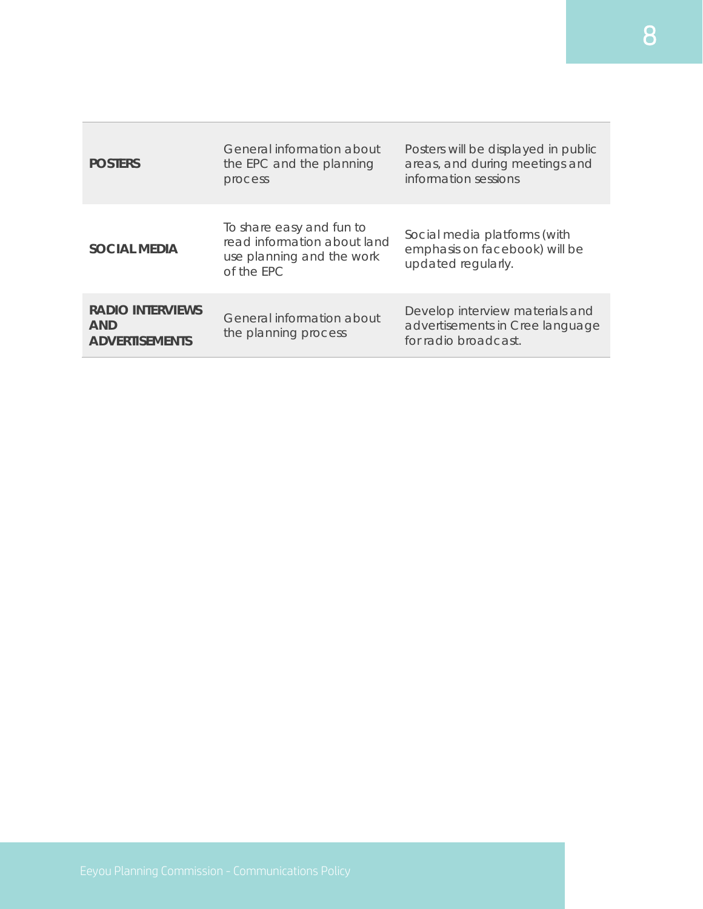| | | |
|---|---|---|
| **POSTERS** | General information about the EPC and the planning process | Posters will be displayed in public areas, and during meetings and information sessions |
| **SOCIAL MEDIA** | To share easy and fun to read information about land use planning and the work of the EPC | Social media platforms (with emphasis on facebook) will be updated regularly. |
| **RADIO INTERVIEWS AND ADVERTISEMENTS** | General information about the planning process | Develop interview materials and advertisements in Cree language for radio broadcast. |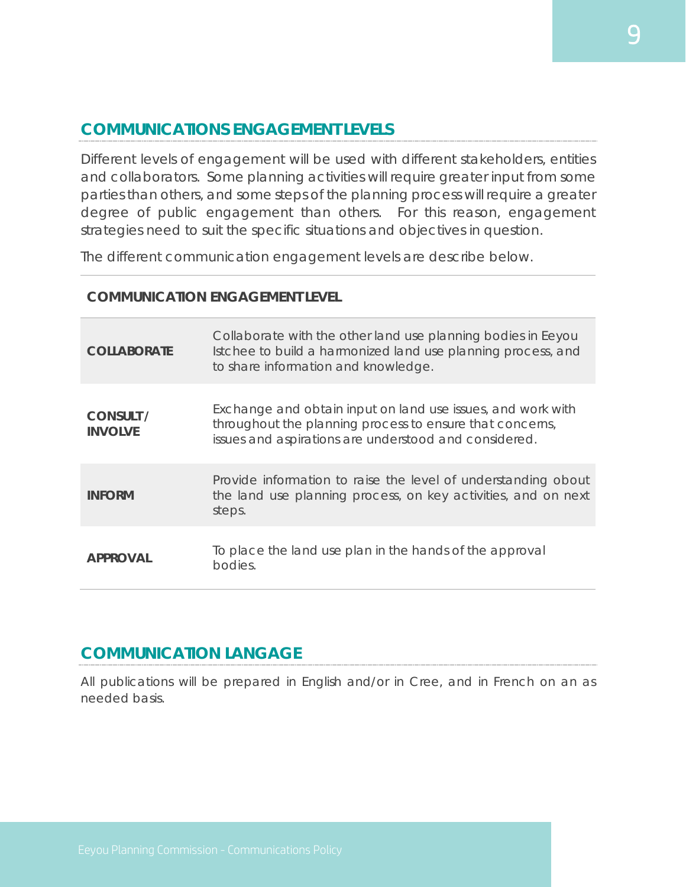## COMMUNICATIONS ENGAGEMENT LEVELS

Different levels of engagement will be used with different stakeholders, entities and collaborators. Some planning activities will require greater input from some parties than others, and some steps of the planning process will require a greater degree of public engagement than others. For this reason, engagement strategies need to suit the specific situations and objectives in question.

The different communication engagement levels are describe below.

| COMMUNICATION ENGAGEMENT LEVEL | |
|---|---|
| **COLLABORATE** | Collaborate with the other land use planning bodies in Eeyou Istchee to build a harmonized land use planning process, and to share information and knowledge. |
| **CONSULT/ INVOLVE** | Exchange and obtain input on land use issues, and work with throughout the planning process to ensure that concerns, issues and aspirations are understood and considered. |
| **INFORM** | Provide information to raise the level of understanding obout the land use planning process, on key activities, and on next steps. |
| **APPROVAL** | To place the land use plan in the hands of the approval bodies. |

## COMMUNICATION LANGAGE

All publications will be prepared in English and/or in Cree, and in French on an as needed basis.